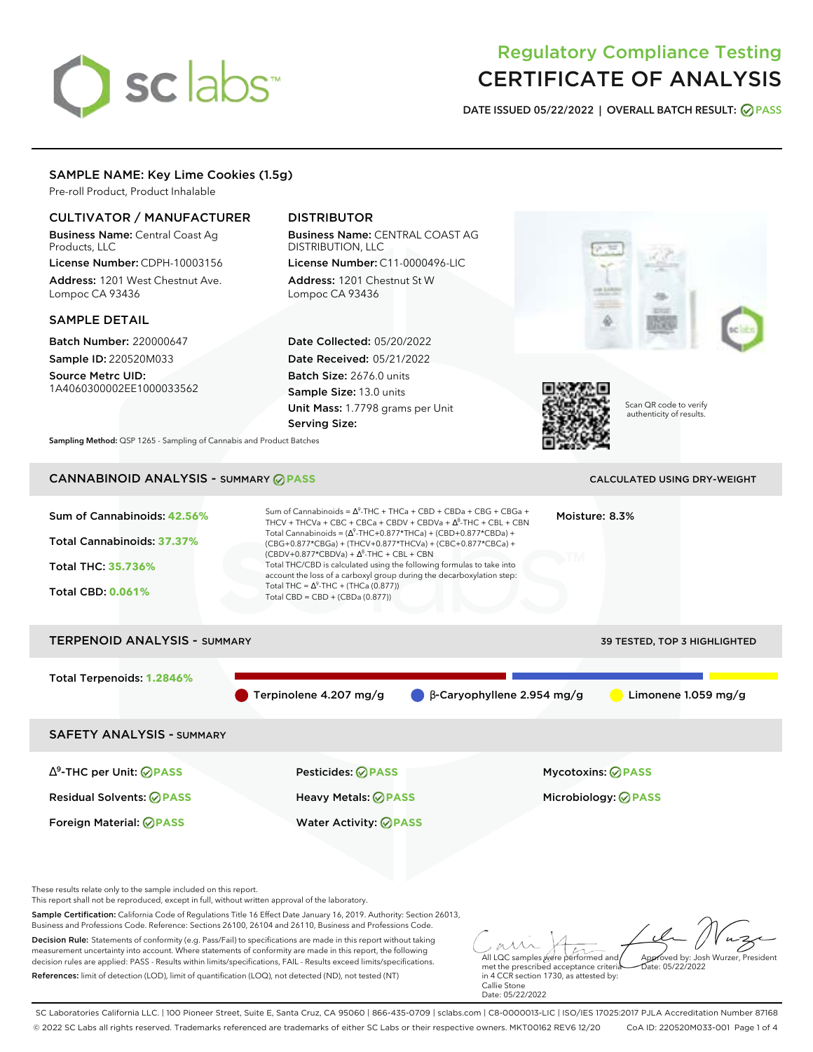# Regulatory Compliance Testing
# CERTIFICATE OF ANALYSIS

**DATE ISSUED 05/22/2022 | OVERALL BATCH RESULT: PASS**

## SAMPLE NAME: Key Lime Cookies (1.5g)

Pre-roll Product, Product Inhalable

### CULTIVATOR / MANUFACTURER

**Business Name:** Central Coast Ag Products, LLC

**License Number:** CDPH-10003156

**Address:** 1201 West Chestnut Ave. Lompoc CA 93436

### DISTRIBUTOR

**Business Name:** CENTRAL COAST AG DISTRIBUTION, LLC

**License Number:** C11-0000496-LIC

**Address:** 1201 Chestnut St W Lompoc CA 93436

### SAMPLE DETAIL

**Batch Number:** 220000647

**Sample ID:** 220520M033

**Source Metrc UID:** 1A4060300002EE1000033562

**Date Collected:** 05/20/2022

**Date Received:** 05/21/2022

**Batch Size:** 2676.0 units

**Sample Size:** 13.0 units

**Unit Mass:** 1.7798 grams per Unit

**Serving Size:**

Scan QR code to verify authenticity of results.

**Sampling Method:** QSP 1265 - Sampling of Cannabis and Product Batches

## CANNABINOID ANALYSIS - SUMMARY PASS

CALCULATED USING DRY-WEIGHT

**Sum of Cannabinoids: 42.56%**

**Total Cannabinoids: 37.37%**

**Total THC: 35.736%**

**Total CBD: 0.061%**

Sum of Cannabinoids = $\Delta^9$-THC + THCa + CBD + CBDa + CBG + CBGa + THCV + THCVa + CBC + CBCa + CBDV + CBDVa + $\Delta^8$-THC + CBL + CBN

Total Cannabinoids = ($\Delta^9$-THC+0.877*THCa) + (CBD+0.877*CBDa) + (CBG+0.877*CBGa) + (THCV+0.877*THCVa) + (CBC+0.877*CBCa) + (CBDV+0.877*CBDVa) + $\Delta^8$-THC + CBL + CBN

Total THC/CBD is calculated using the following formulas to take into account the loss of a carboxyl group during the decarboxylation step:

Total THC = $\Delta^9$-THC + (THCa (0.877))

Total CBD = CBD + (CBDa (0.877))

**Moisture: 8.3%**

## TERPENOID ANALYSIS - SUMMARY

39 TESTED, TOP 3 HIGHLIGHTED

**Total Terpenoids: 1.2846%**

Terpinolene 4.207 mg/g | β-Caryophyllene 2.954 mg/g | Limonene 1.059 mg/g

## SAFETY ANALYSIS - SUMMARY

| | | |
|---|---|---|
| $\Delta^9$-THC per Unit: PASS | Pesticides: PASS | Mycotoxins: PASS |
| Residual Solvents: PASS | Heavy Metals: PASS | Microbiology: PASS |
| Foreign Material: PASS | Water Activity: PASS | |

These results relate only to the sample included on this report.
This report shall not be reproduced, except in full, without written approval of the laboratory.

**Sample Certification:** California Code of Regulations Title 16 Effect Date January 16, 2019. Authority: Section 26013, Business and Professions Code. Reference: Sections 26100, 26104 and 26110, Business and Professions Code.

**Decision Rule:** Statements of conformity (e.g. Pass/Fail) to specifications are made in this report without taking measurement uncertainty into account. Where statements of conformity are made in this report, the following decision rules are applied: PASS - Results within limits/specifications, FAIL - Results exceed limits/specifications.

**References:** limit of detection (LOD), limit of quantification (LOQ), not detected (ND), not tested (NT)

All LQC samples were performed and met the prescribed acceptance criteria in 4 CCR section 1730, as attested by: Callie Stone Date: 05/22/2022

Approved by: Josh Wurzer, President Date: 05/22/2022

SC Laboratories California LLC. | 100 Pioneer Street, Suite E, Santa Cruz, CA 95060 | 866-435-0709 | sclabs.com | C8-0000013-LIC | ISO/IES 17025:2017 PJLA Accreditation Number 87168
© 2022 SC Labs all rights reserved. Trademarks referenced are trademarks of either SC Labs or their respective owners. MKT00162 REV6 12/20 CoA ID: 220520M033-001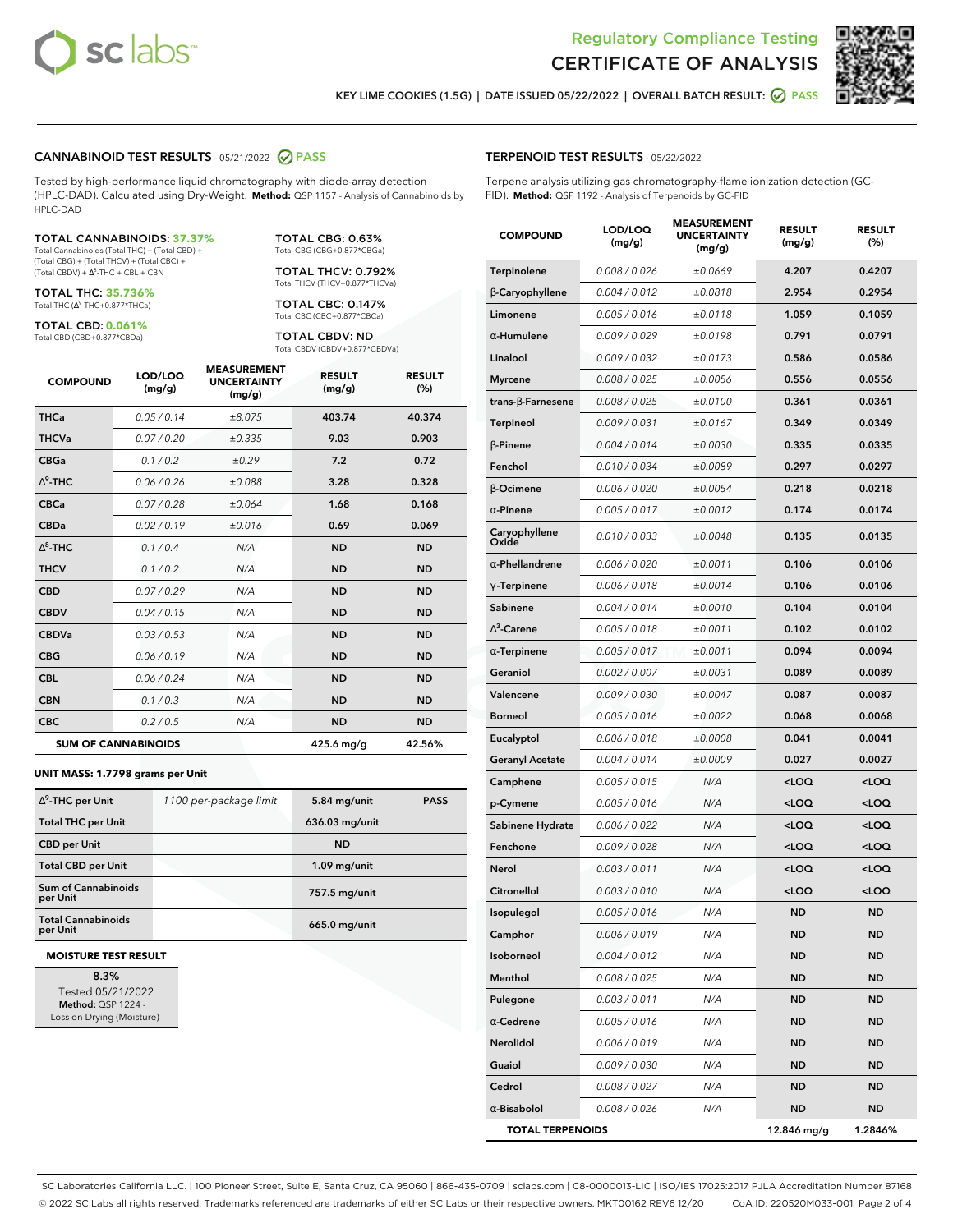# Regulatory Compliance Testing
# CERTIFICATE OF ANALYSIS

KEY LIME COOKIES (1.5G) | DATE ISSUED 05/22/2022 | OVERALL BATCH RESULT: PASS

## CANNABINOID TEST RESULTS - 05/21/2022 PASS

Tested by high-performance liquid chromatography with diode-array detection (HPLC-DAD). Calculated using Dry-Weight. **Method:** QSP 1157 - Analysis of Cannabinoids by HPLC-DAD

**TOTAL CANNABINOIDS: 37.37%**
Total Cannabinoids (Total THC) + (Total CBD) + (Total CBG) + (Total THCV) + (Total CBC) + (Total CBDV) + $\Delta^8$-THC + CBL + CBN

**TOTAL THC: 35.736%**
Total THC ($\Delta^9$-THC+0.877*THCa)

**TOTAL CBD: 0.061%**
Total CBD (CBD+0.877*CBDa)

**TOTAL CBG: 0.63%**
Total CBG (CBG+0.877*CBGa)

**TOTAL THCV: 0.792%**
Total THCV (THCV+0.877*THCVa)

**TOTAL CBC: 0.147%**
Total CBC (CBC+0.877*CBCa)

**TOTAL CBDV: ND**
Total CBDV (CBDV+0.877*CBDVa)

| COMPOUND | LOD/LOQ (mg/g) | MEASUREMENT UNCERTAINTY (mg/g) | RESULT (mg/g) | RESULT (%) |
|---|---|---|---|---|
| THCa | 0.05 / 0.14 | ±8.075 | 403.74 | 40.374 |
| THCVa | 0.07 / 0.20 | ±0.335 | 9.03 | 0.903 |
| CBGa | 0.1 / 0.2 | ±0.29 | 7.2 | 0.72 |
| $\Delta^9$-THC | 0.06 / 0.26 | ±0.088 | 3.28 | 0.328 |
| CBCa | 0.07 / 0.28 | ±0.064 | 1.68 | 0.168 |
| CBDa | 0.02 / 0.19 | ±0.016 | 0.69 | 0.069 |
| $\Delta^8$-THC | 0.1 / 0.4 | N/A | ND | ND |
| THCV | 0.1 / 0.2 | N/A | ND | ND |
| CBD | 0.07 / 0.29 | N/A | ND | ND |
| CBDV | 0.04 / 0.15 | N/A | ND | ND |
| CBDVa | 0.03 / 0.53 | N/A | ND | ND |
| CBG | 0.06 / 0.19 | N/A | ND | ND |
| CBL | 0.06 / 0.24 | N/A | ND | ND |
| CBN | 0.1 / 0.3 | N/A | ND | ND |
| CBC | 0.2 / 0.5 | N/A | ND | ND |
| **SUM OF CANNABINOIDS** | | | 425.6 mg/g | 42.56% |

**UNIT MASS: 1.7798 grams per Unit**

| | | | |
|---|---|---|---|
| $\Delta^9$-THC per Unit | 1100 per-package limit | 5.84 mg/unit | PASS |
| Total THC per Unit | | 636.03 mg/unit | |
| CBD per Unit | | ND | |
| Total CBD per Unit | | 1.09 mg/unit | |
| Sum of Cannabinoids per Unit | | 757.5 mg/unit | |
| Total Cannabinoids per Unit | | 665.0 mg/unit | |

**MOISTURE TEST RESULT**

8.3%
Tested 05/21/2022
**Method:** QSP 1224 - Loss on Drying (Moisture)

## TERPENOID TEST RESULTS - 05/22/2022

Terpene analysis utilizing gas chromatography-flame ionization detection (GC-FID). **Method:** QSP 1192 - Analysis of Terpenoids by GC-FID

| COMPOUND | LOD/LOQ (mg/g) | MEASUREMENT UNCERTAINTY (mg/g) | RESULT (mg/g) | RESULT (%) |
|---|---|---|---|---|
| Terpinolene | 0.008 / 0.026 | ±0.0669 | 4.207 | 0.4207 |
| β-Caryophyllene | 0.004 / 0.012 | ±0.0818 | 2.954 | 0.2954 |
| Limonene | 0.005 / 0.016 | ±0.0118 | 1.059 | 0.1059 |
| α-Humulene | 0.009 / 0.029 | ±0.0198 | 0.791 | 0.0791 |
| Linalool | 0.009 / 0.032 | ±0.0173 | 0.586 | 0.0586 |
| Myrcene | 0.008 / 0.025 | ±0.0056 | 0.556 | 0.0556 |
| trans-β-Farnesene | 0.008 / 0.025 | ±0.0100 | 0.361 | 0.0361 |
| Terpineol | 0.009 / 0.031 | ±0.0167 | 0.349 | 0.0349 |
| β-Pinene | 0.004 / 0.014 | ±0.0030 | 0.335 | 0.0335 |
| Fenchol | 0.010 / 0.034 | ±0.0089 | 0.297 | 0.0297 |
| β-Ocimene | 0.006 / 0.020 | ±0.0054 | 0.218 | 0.0218 |
| α-Pinene | 0.005 / 0.017 | ±0.0012 | 0.174 | 0.0174 |
| Caryophyllene Oxide | 0.010 / 0.033 | ±0.0048 | 0.135 | 0.0135 |
| α-Phellandrene | 0.006 / 0.020 | ±0.0011 | 0.106 | 0.0106 |
| γ-Terpinene | 0.006 / 0.018 | ±0.0014 | 0.106 | 0.0106 |
| Sabinene | 0.004 / 0.014 | ±0.0010 | 0.104 | 0.0104 |
| $\Delta^3$-Carene | 0.005 / 0.018 | ±0.0011 | 0.102 | 0.0102 |
| α-Terpinene | 0.005 / 0.017 | ±0.0011 | 0.094 | 0.0094 |
| Geraniol | 0.002 / 0.007 | ±0.0031 | 0.089 | 0.0089 |
| Valencene | 0.009 / 0.030 | ±0.0047 | 0.087 | 0.0087 |
| Borneol | 0.005 / 0.016 | ±0.0022 | 0.068 | 0.0068 |
| Eucalyptol | 0.006 / 0.018 | ±0.0008 | 0.041 | 0.0041 |
| Geranyl Acetate | 0.004 / 0.014 | ±0.0009 | 0.027 | 0.0027 |
| Camphene | 0.005 / 0.015 | N/A | <LOQ | <LOQ |
| p-Cymene | 0.005 / 0.016 | N/A | <LOQ | <LOQ |
| Sabinene Hydrate | 0.006 / 0.022 | N/A | <LOQ | <LOQ |
| Fenchone | 0.009 / 0.028 | N/A | <LOQ | <LOQ |
| Nerol | 0.003 / 0.011 | N/A | <LOQ | <LOQ |
| Citronellol | 0.003 / 0.010 | N/A | <LOQ | <LOQ |
| Isopulegol | 0.005 / 0.016 | N/A | ND | ND |
| Camphor | 0.006 / 0.019 | N/A | ND | ND |
| Isoborneol | 0.004 / 0.012 | N/A | ND | ND |
| Menthol | 0.008 / 0.025 | N/A | ND | ND |
| Pulegone | 0.003 / 0.011 | N/A | ND | ND |
| α-Cedrene | 0.005 / 0.016 | N/A | ND | ND |
| Nerolidol | 0.006 / 0.019 | N/A | ND | ND |
| Guaiol | 0.009 / 0.030 | N/A | ND | ND |
| Cedrol | 0.008 / 0.027 | N/A | ND | ND |
| α-Bisabolol | 0.008 / 0.026 | N/A | ND | ND |
| **TOTAL TERPENOIDS** | | | 12.846 mg/g | 1.2846% |

SC Laboratories California LLC. | 100 Pioneer Street, Suite E, Santa Cruz, CA 95060 | 866-435-0709 | sclabs.com | C8-0000013-LIC | ISO/IES 17025:2017 PJLA Accreditation Number 87168
© 2022 SC Labs all rights reserved. Trademarks referenced are trademarks of either SC Labs or their respective owners. MKT00162 REV6 12/20 CoA ID: 220520M033-001